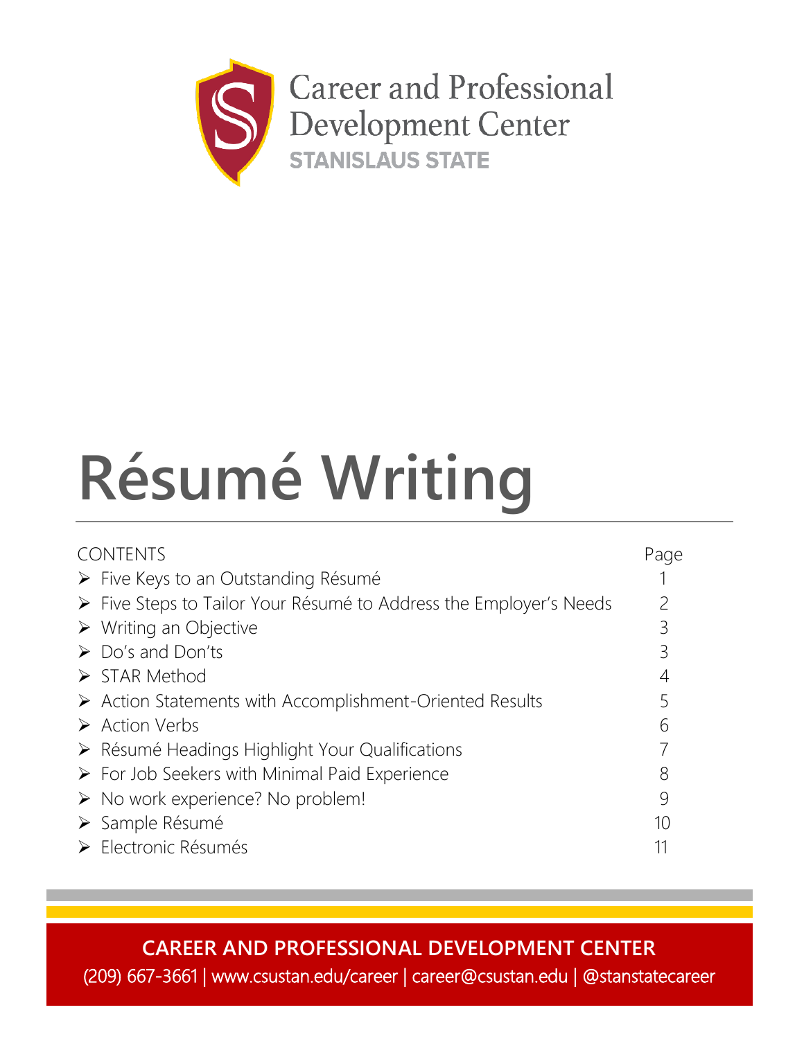Career and Professional Development Center
STANISLAUS STATE

# Résumé Writing

| CONTENTS | Page |
| --- | --- |
| ➢ Five Keys to an Outstanding Résumé | 1 |
| ➢ Five Steps to Tailor Your Résumé to Address the Employer's Needs | 2 |
| ➢ Writing an Objective | 3 |
| ➢ Do's and Don'ts | 3 |
| ➢ STAR Method | 4 |
| ➢ Action Statements with Accomplishment-Oriented Results | 5 |
| ➢ Action Verbs | 6 |
| ➢ Résumé Headings Highlight Your Qualifications | 7 |
| ➢ For Job Seekers with Minimal Paid Experience | 8 |
| ➢ No work experience? No problem! | 9 |
| ➢ Sample Résumé | 10 |
| ➢ Electronic Résumés | 11 |

**CAREER AND PROFESSIONAL DEVELOPMENT CENTER**

(209) 667-3661 | www.csustan.edu/career | career@csustan.edu | @stanstatecareer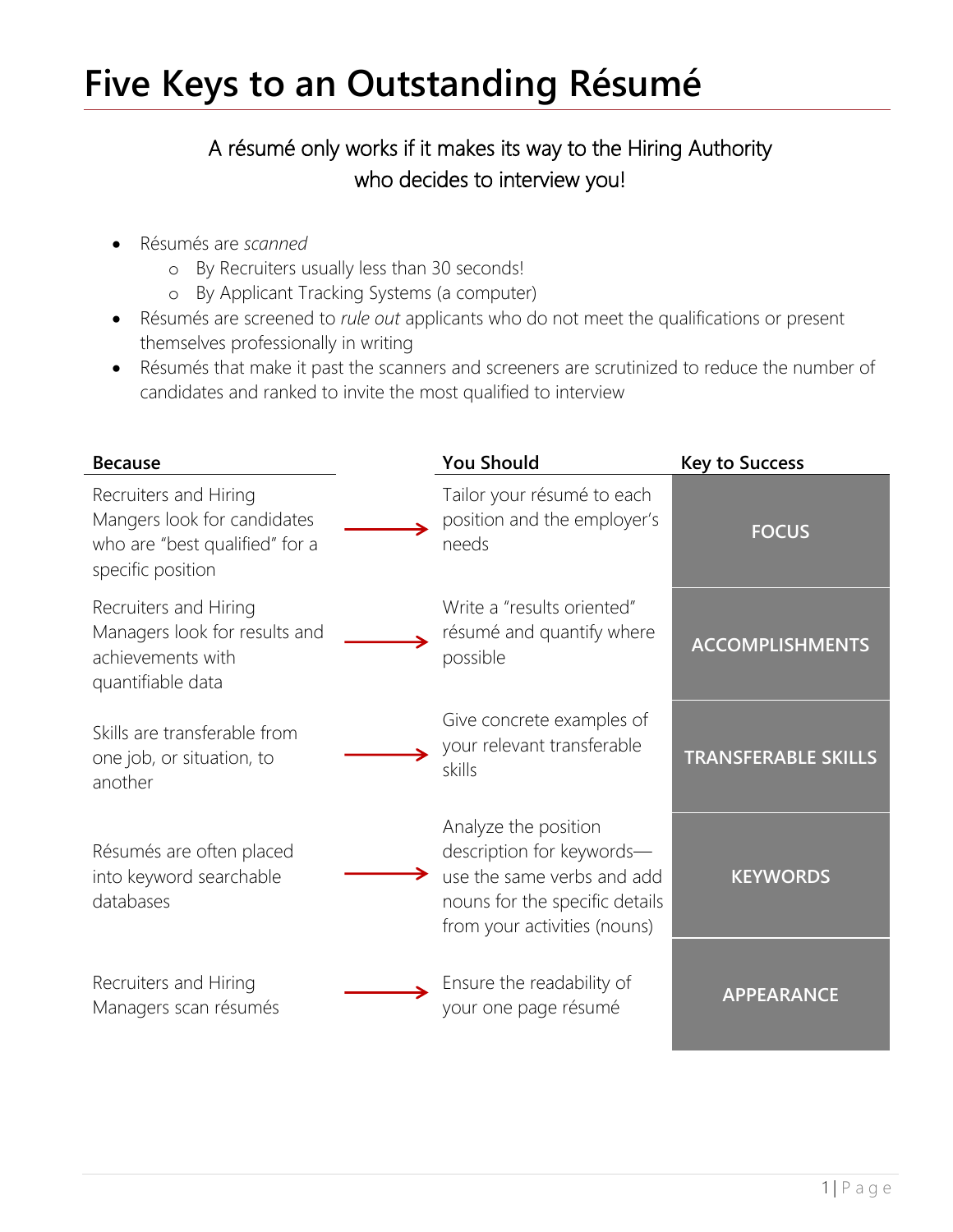# Five Keys to an Outstanding Résumé

A résumé only works if it makes its way to the Hiring Authority who decides to interview you!

- Résumés are *scanned*
  - By Recruiters usually less than 30 seconds!
  - By Applicant Tracking Systems (a computer)
- Résumés are screened to *rule out* applicants who do not meet the qualifications or present themselves professionally in writing
- Résumés that make it past the scanners and screeners are scrutinized to reduce the number of candidates and ranked to invite the most qualified to interview

| Because | | You Should | Key to Success |
|---|---|---|---|
| Recruiters and Hiring Mangers look for candidates who are "best qualified" for a specific position | → | Tailor your résumé to each position and the employer's needs | **FOCUS** |
| Recruiters and Hiring Managers look for results and achievements with quantifiable data | → | Write a "results oriented" résumé and quantify where possible | **ACCOMPLISHMENTS** |
| Skills are transferable from one job, or situation, to another | → | Give concrete examples of your relevant transferable skills | **TRANSFERABLE SKILLS** |
| Résumés are often placed into keyword searchable databases | → | Analyze the position description for keywords—use the same verbs and add nouns for the specific details from your activities (nouns) | **KEYWORDS** |
| Recruiters and Hiring Managers scan résumés | → | Ensure the readability of your one page résumé | **APPEARANCE** |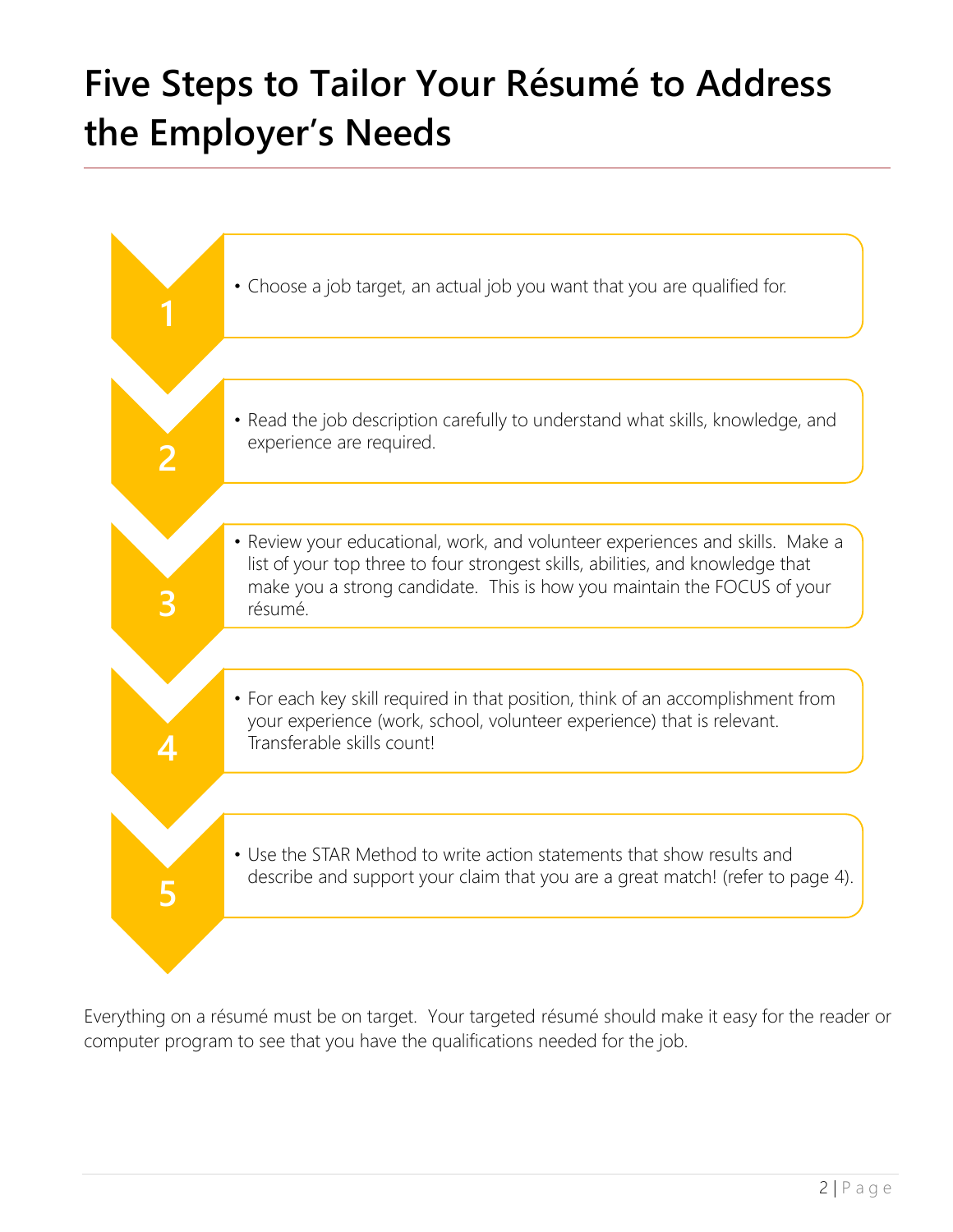# Five Steps to Tailor Your Résumé to Address the Employer's Needs

1. Choose a job target, an actual job you want that you are qualified for.

2. Read the job description carefully to understand what skills, knowledge, and experience are required.

3. Review your educational, work, and volunteer experiences and skills. Make a list of your top three to four strongest skills, abilities, and knowledge that make you a strong candidate. This is how you maintain the FOCUS of your résumé.

4. For each key skill required in that position, think of an accomplishment from your experience (work, school, volunteer experience) that is relevant. Transferable skills count!

5. Use the STAR Method to write action statements that show results and describe and support your claim that you are a great match! (refer to page 4).

Everything on a résumé must be on target. Your targeted résumé should make it easy for the reader or computer program to see that you have the qualifications needed for the job.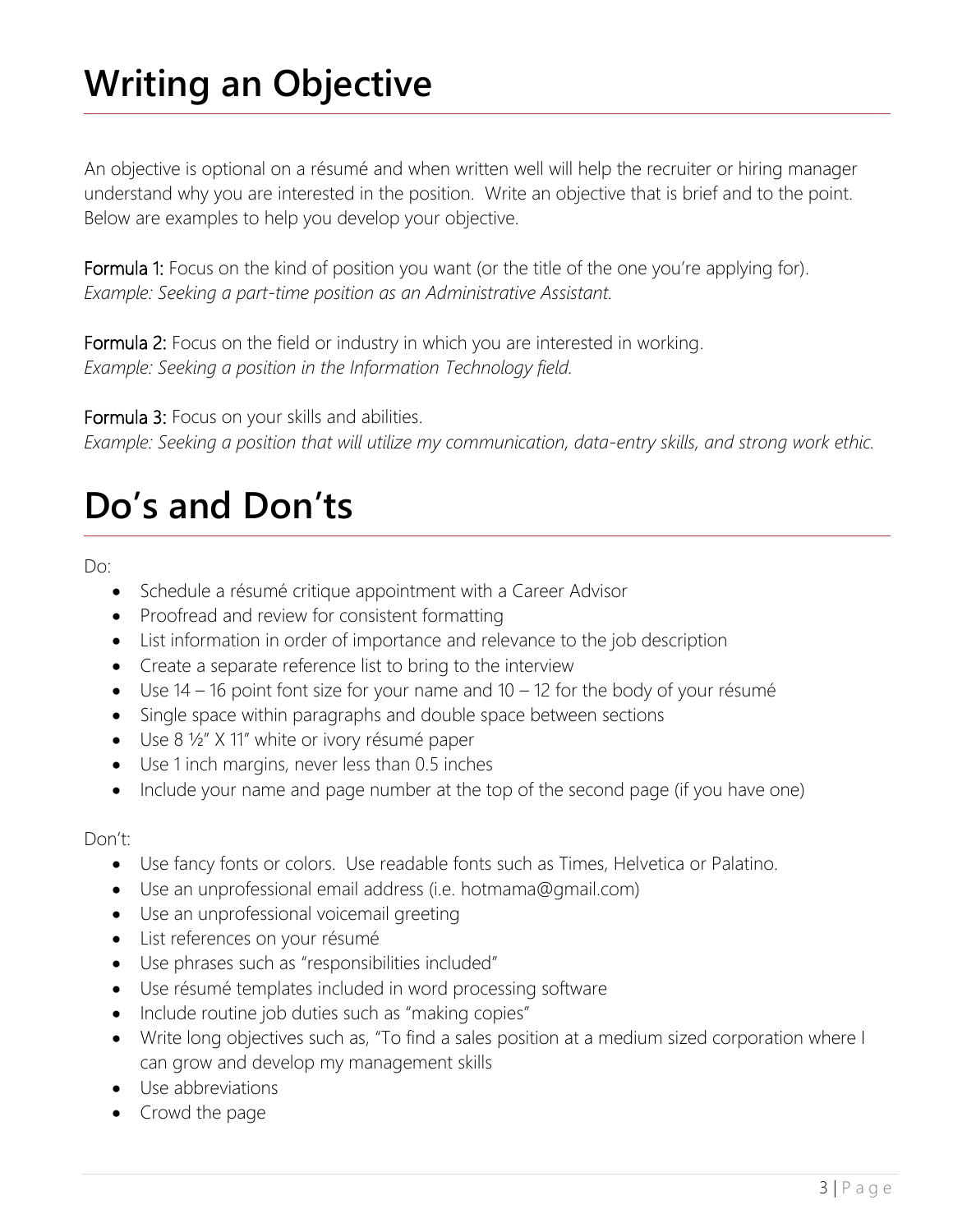# Writing an Objective

An objective is optional on a résumé and when written well will help the recruiter or hiring manager understand why you are interested in the position. Write an objective that is brief and to the point. Below are examples to help you develop your objective.

**Formula 1:** Focus on the kind of position you want (or the title of the one you're applying for).
*Example: Seeking a part-time position as an Administrative Assistant.*

**Formula 2:** Focus on the field or industry in which you are interested in working.
*Example: Seeking a position in the Information Technology field.*

**Formula 3:** Focus on your skills and abilities.
*Example: Seeking a position that will utilize my communication, data-entry skills, and strong work ethic.*

# Do's and Don'ts

Do:

- Schedule a résumé critique appointment with a Career Advisor
- Proofread and review for consistent formatting
- List information in order of importance and relevance to the job description
- Create a separate reference list to bring to the interview
- Use 14 – 16 point font size for your name and 10 – 12 for the body of your résumé
- Single space within paragraphs and double space between sections
- Use 8 ½" X 11" white or ivory résumé paper
- Use 1 inch margins, never less than 0.5 inches
- Include your name and page number at the top of the second page (if you have one)

Don't:

- Use fancy fonts or colors. Use readable fonts such as Times, Helvetica or Palatino.
- Use an unprofessional email address (i.e. hotmama@gmail.com)
- Use an unprofessional voicemail greeting
- List references on your résumé
- Use phrases such as "responsibilities included"
- Use résumé templates included in word processing software
- Include routine job duties such as "making copies"
- Write long objectives such as, "To find a sales position at a medium sized corporation where I can grow and develop my management skills
- Use abbreviations
- Crowd the page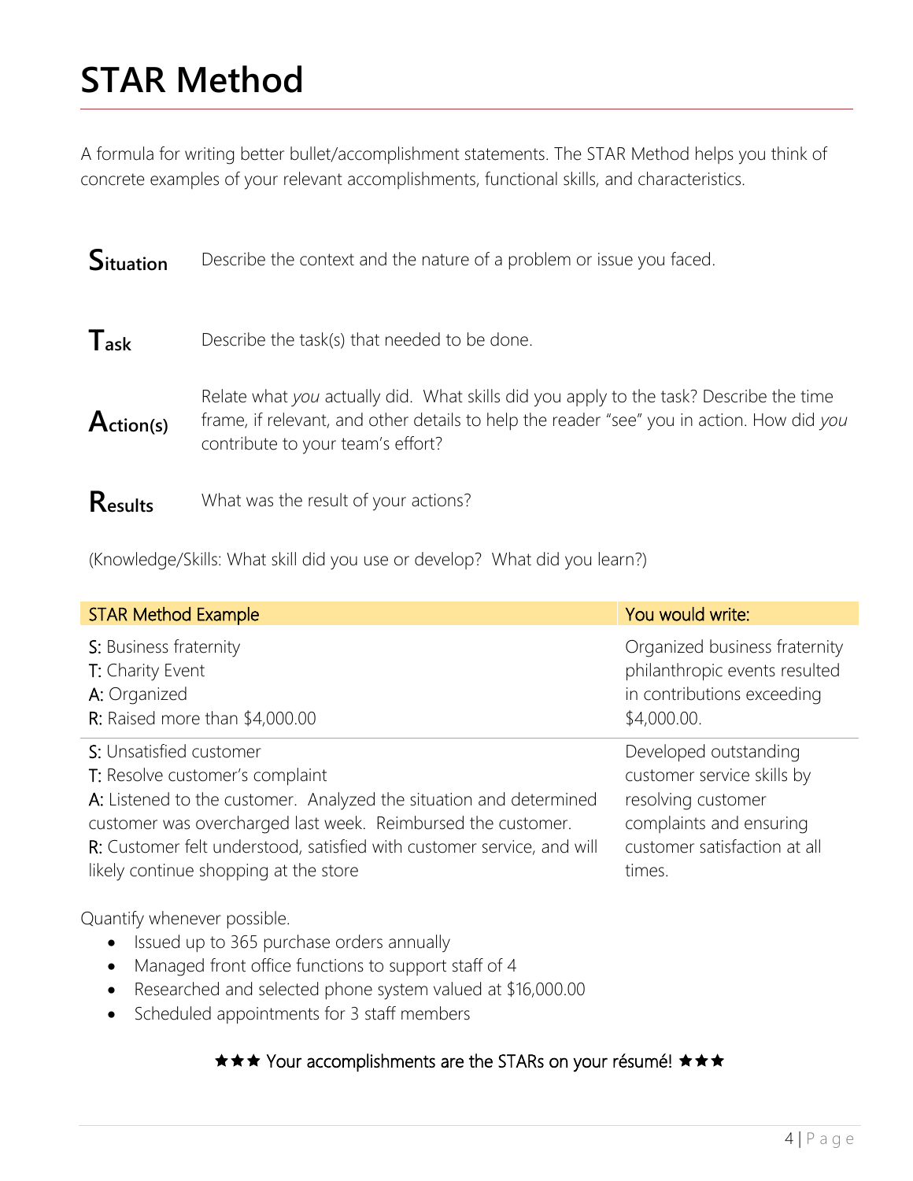# STAR Method

A formula for writing better bullet/accomplishment statements. The STAR Method helps you think of concrete examples of your relevant accomplishments, functional skills, and characteristics.

**S**ituation — Describe the context and the nature of a problem or issue you faced.

**T**ask — Describe the task(s) that needed to be done.

**A**ction(s) — Relate what *you* actually did. What skills did you apply to the task? Describe the time frame, if relevant, and other details to help the reader "see" you in action. How did *you* contribute to your team's effort?

**R**esults — What was the result of your actions?

(Knowledge/Skills: What skill did you use or develop? What did you learn?)

| STAR Method Example | You would write: |
| --- | --- |
| S: Business fraternity<br>T: Charity Event<br>A: Organized<br>R: Raised more than $4,000.00 | Organized business fraternity philanthropic events resulted in contributions exceeding $4,000.00. |
| S: Unsatisfied customer<br>T: Resolve customer's complaint<br>A: Listened to the customer. Analyzed the situation and determined customer was overcharged last week. Reimbursed the customer.<br>R: Customer felt understood, satisfied with customer service, and will likely continue shopping at the store | Developed outstanding customer service skills by resolving customer complaints and ensuring customer satisfaction at all times. |

Quantify whenever possible.

- Issued up to 365 purchase orders annually
- Managed front office functions to support staff of 4
- Researched and selected phone system valued at $16,000.00
- Scheduled appointments for 3 staff members

★★★ Your accomplishments are the STARs on your résumé! ★★★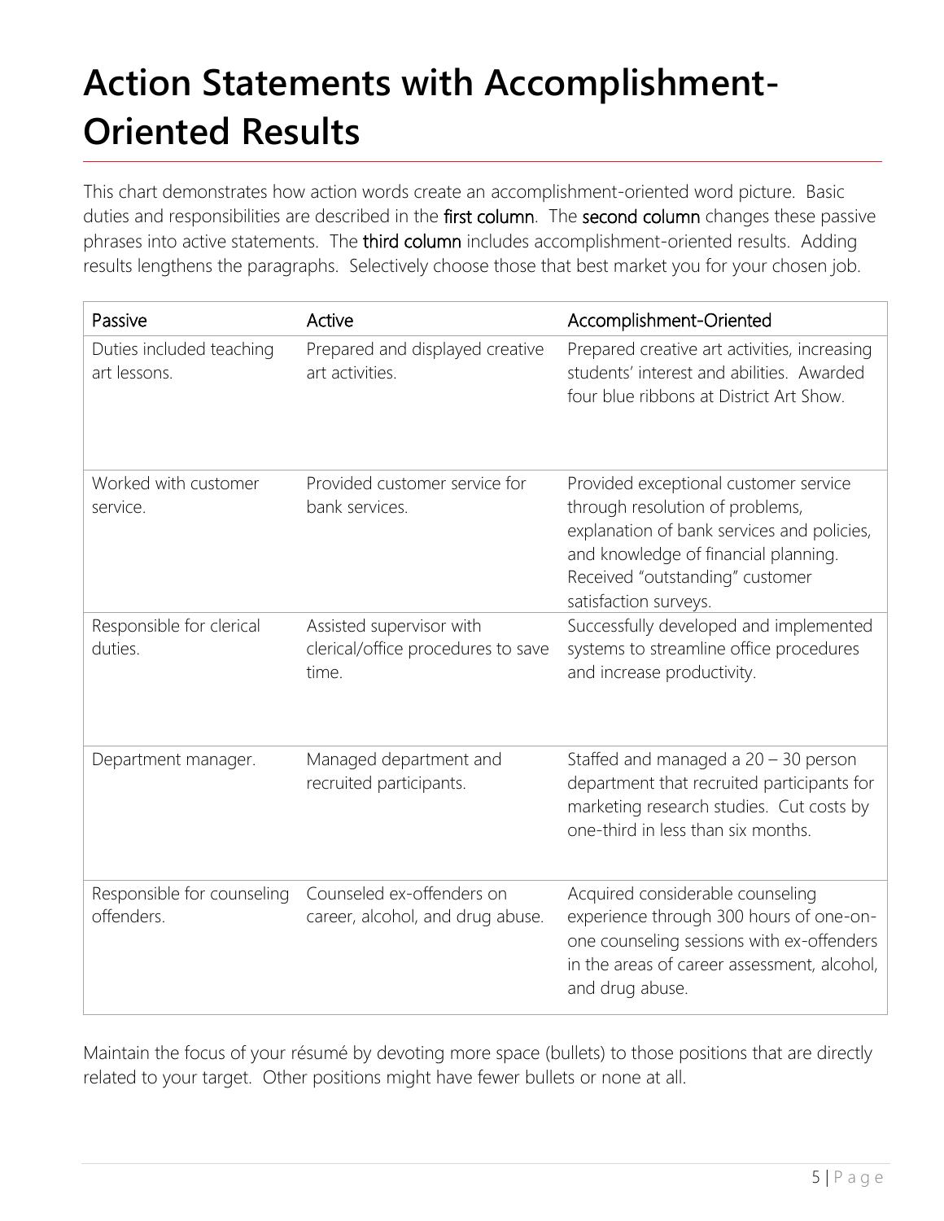# Action Statements with Accomplishment-Oriented Results

This chart demonstrates how action words create an accomplishment-oriented word picture. Basic duties and responsibilities are described in the **first column**. The **second column** changes these passive phrases into active statements. The **third column** includes accomplishment-oriented results. Adding results lengthens the paragraphs. Selectively choose those that best market you for your chosen job.

| Passive | Active | Accomplishment-Oriented |
|---|---|---|
| Duties included teaching art lessons. | Prepared and displayed creative art activities. | Prepared creative art activities, increasing students' interest and abilities. Awarded four blue ribbons at District Art Show. |
| Worked with customer service. | Provided customer service for bank services. | Provided exceptional customer service through resolution of problems, explanation of bank services and policies, and knowledge of financial planning. Received "outstanding" customer satisfaction surveys. |
| Responsible for clerical duties. | Assisted supervisor with clerical/office procedures to save time. | Successfully developed and implemented systems to streamline office procedures and increase productivity. |
| Department manager. | Managed department and recruited participants. | Staffed and managed a 20 – 30 person department that recruited participants for marketing research studies. Cut costs by one-third in less than six months. |
| Responsible for counseling offenders. | Counseled ex-offenders on career, alcohol, and drug abuse. | Acquired considerable counseling experience through 300 hours of one-on-one counseling sessions with ex-offenders in the areas of career assessment, alcohol, and drug abuse. |

Maintain the focus of your résumé by devoting more space (bullets) to those positions that are directly related to your target. Other positions might have fewer bullets or none at all.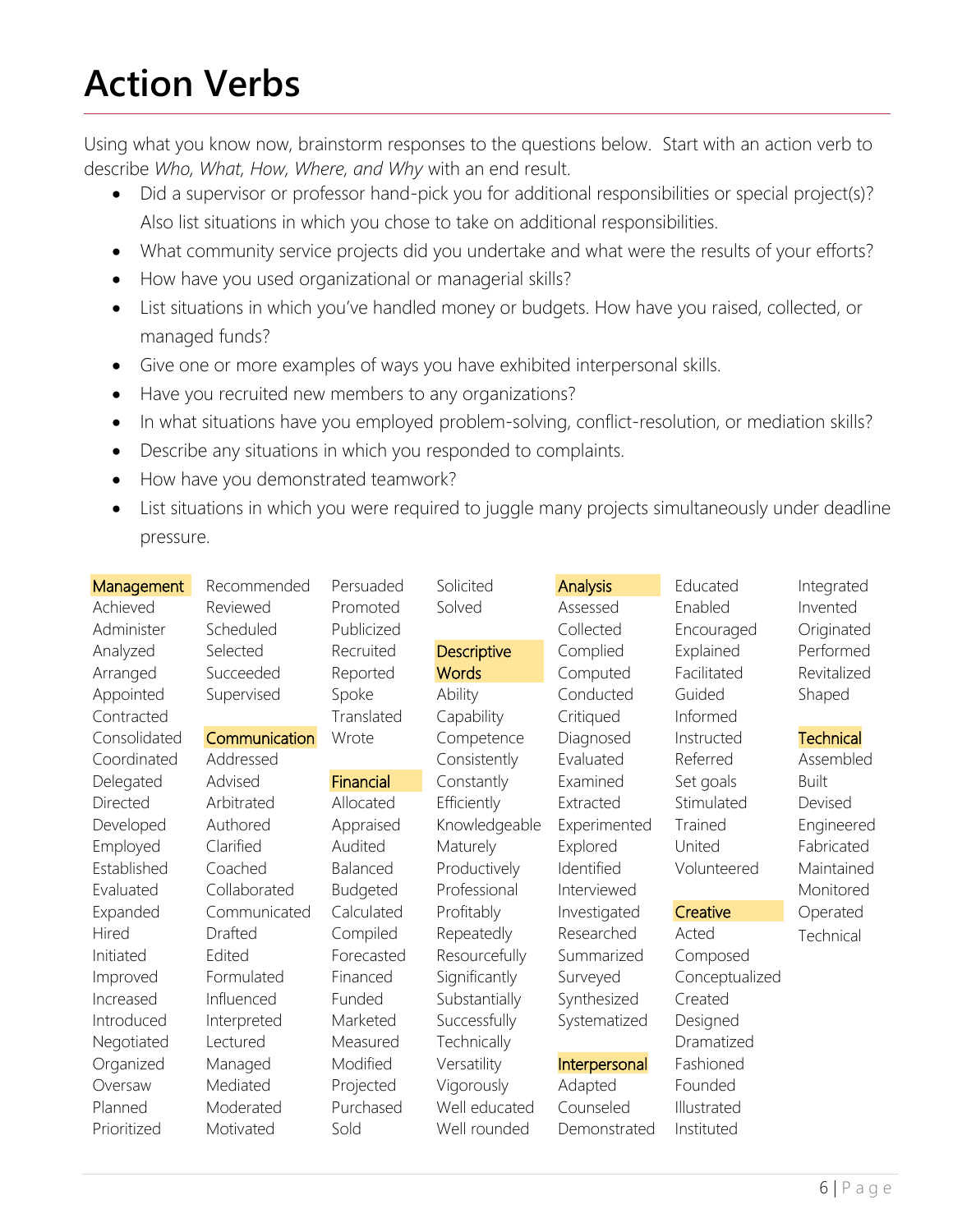# Action Verbs

Using what you know now, brainstorm responses to the questions below. Start with an action verb to describe *Who, What, How, Where, and Why* with an end result.

- Did a supervisor or professor hand-pick you for additional responsibilities or special project(s)? Also list situations in which you chose to take on additional responsibilities.
- What community service projects did you undertake and what were the results of your efforts?
- How have you used organizational or managerial skills?
- List situations in which you've handled money or budgets. How have you raised, collected, or managed funds?
- Give one or more examples of ways you have exhibited interpersonal skills.
- Have you recruited new members to any organizations?
- In what situations have you employed problem-solving, conflict-resolution, or mediation skills?
- Describe any situations in which you responded to complaints.
- How have you demonstrated teamwork?
- List situations in which you were required to juggle many projects simultaneously under deadline pressure.

**Management**
Achieved
Administer
Analyzed
Arranged
Appointed
Contracted
Consolidated
Coordinated
Delegated
Directed
Developed
Employed
Established
Evaluated
Expanded
Hired
Initiated
Improved
Increased
Introduced
Negotiated
Organized
Oversaw
Planned
Prioritized
Recommended
Reviewed
Scheduled
Selected
Succeeded
Supervised

**Communication**
Addressed
Advised
Arbitrated
Authored
Clarified
Coached
Collaborated
Communicated
Drafted
Edited
Formulated
Influenced
Interpreted
Lectured
Managed
Mediated
Moderated
Motivated
Persuaded
Promoted
Publicized
Recruited
Reported
Spoke
Translated
Wrote

**Financial**
Allocated
Appraised
Audited
Balanced
Budgeted
Calculated
Compiled
Forecasted
Financed
Funded
Marketed
Measured
Modified
Projected
Purchased
Sold
Solicited
Solved

**Descriptive Words**
Ability
Capability
Competence
Consistently
Constantly
Efficiently
Knowledgeable
Maturely
Productively
Professional
Profitably
Repeatedly
Resourcefully
Significantly
Substantially
Successfully
Technically
Versatility
Vigorously
Well educated
Well rounded

**Analysis**
Assessed
Collected
Complied
Computed
Conducted
Critiqued
Diagnosed
Evaluated
Examined
Extracted
Experimented
Explored
Identified
Interviewed
Investigated
Researched
Summarized
Surveyed
Synthesized
Systematized

**Interpersonal**
Adapted
Counseled
Demonstrated
Educated
Enabled
Encouraged
Explained
Facilitated
Guided
Informed
Instructed
Referred
Set goals
Stimulated
Trained
United
Volunteered

**Creative**
Acted
Composed
Conceptualized
Created
Designed
Dramatized
Fashioned
Founded
Illustrated
Instituted
Integrated
Invented
Originated
Performed
Revitalized
Shaped

**Technical**
Assembled
Built
Devised
Engineered
Fabricated
Maintained
Monitored
Operated
Technical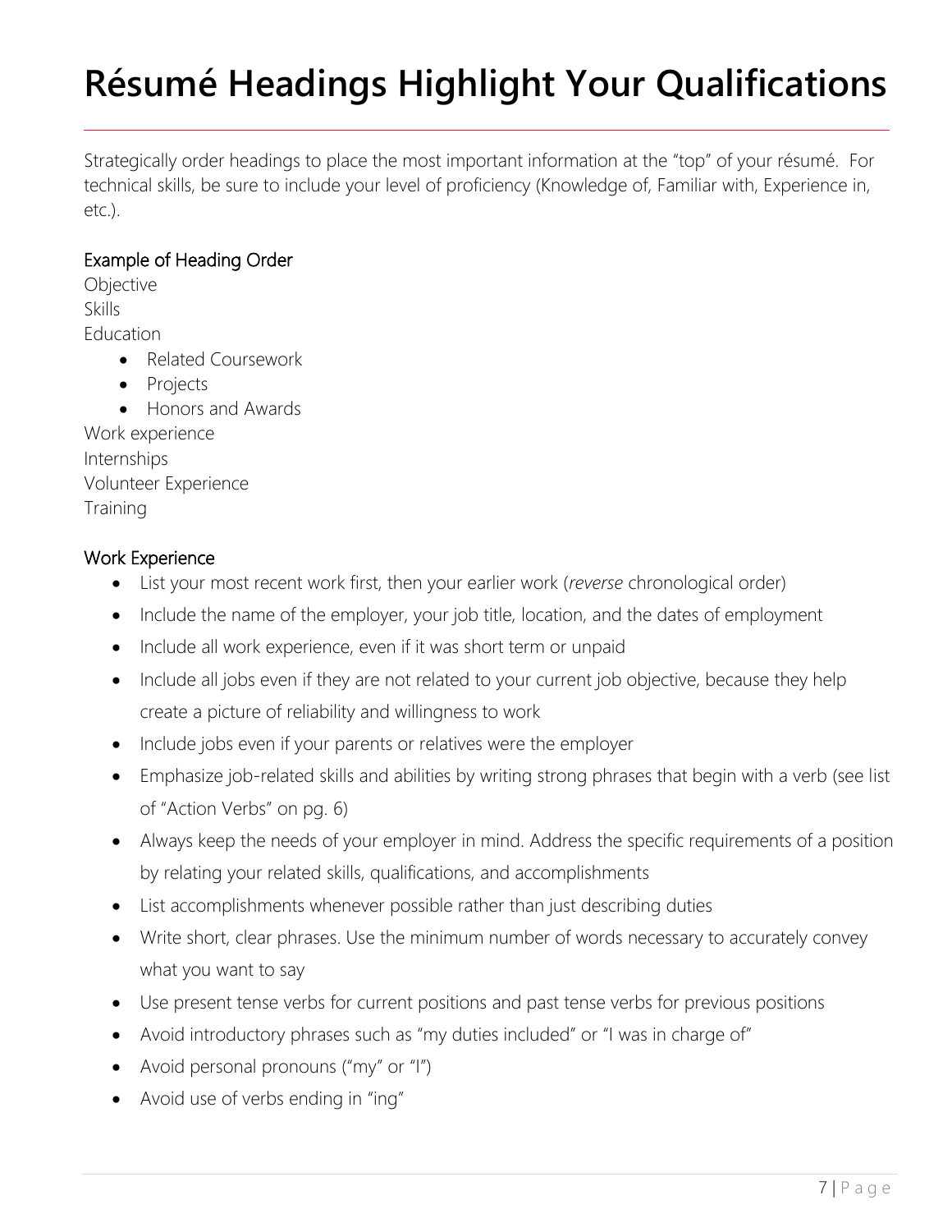# Résumé Headings Highlight Your Qualifications

Strategically order headings to place the most important information at the "top" of your résumé. For technical skills, be sure to include your level of proficiency (Knowledge of, Familiar with, Experience in, etc.).

### Example of Heading Order

Objective
Skills
Education

- Related Coursework
- Projects
- Honors and Awards

Work experience
Internships
Volunteer Experience
Training

### Work Experience

- List your most recent work first, then your earlier work (*reverse* chronological order)
- Include the name of the employer, your job title, location, and the dates of employment
- Include all work experience, even if it was short term or unpaid
- Include all jobs even if they are not related to your current job objective, because they help create a picture of reliability and willingness to work
- Include jobs even if your parents or relatives were the employer
- Emphasize job-related skills and abilities by writing strong phrases that begin with a verb (see list of "Action Verbs" on pg. 6)
- Always keep the needs of your employer in mind. Address the specific requirements of a position by relating your related skills, qualifications, and accomplishments
- List accomplishments whenever possible rather than just describing duties
- Write short, clear phrases. Use the minimum number of words necessary to accurately convey what you want to say
- Use present tense verbs for current positions and past tense verbs for previous positions
- Avoid introductory phrases such as "my duties included" or "I was in charge of"
- Avoid personal pronouns ("my" or "I")
- Avoid use of verbs ending in "ing"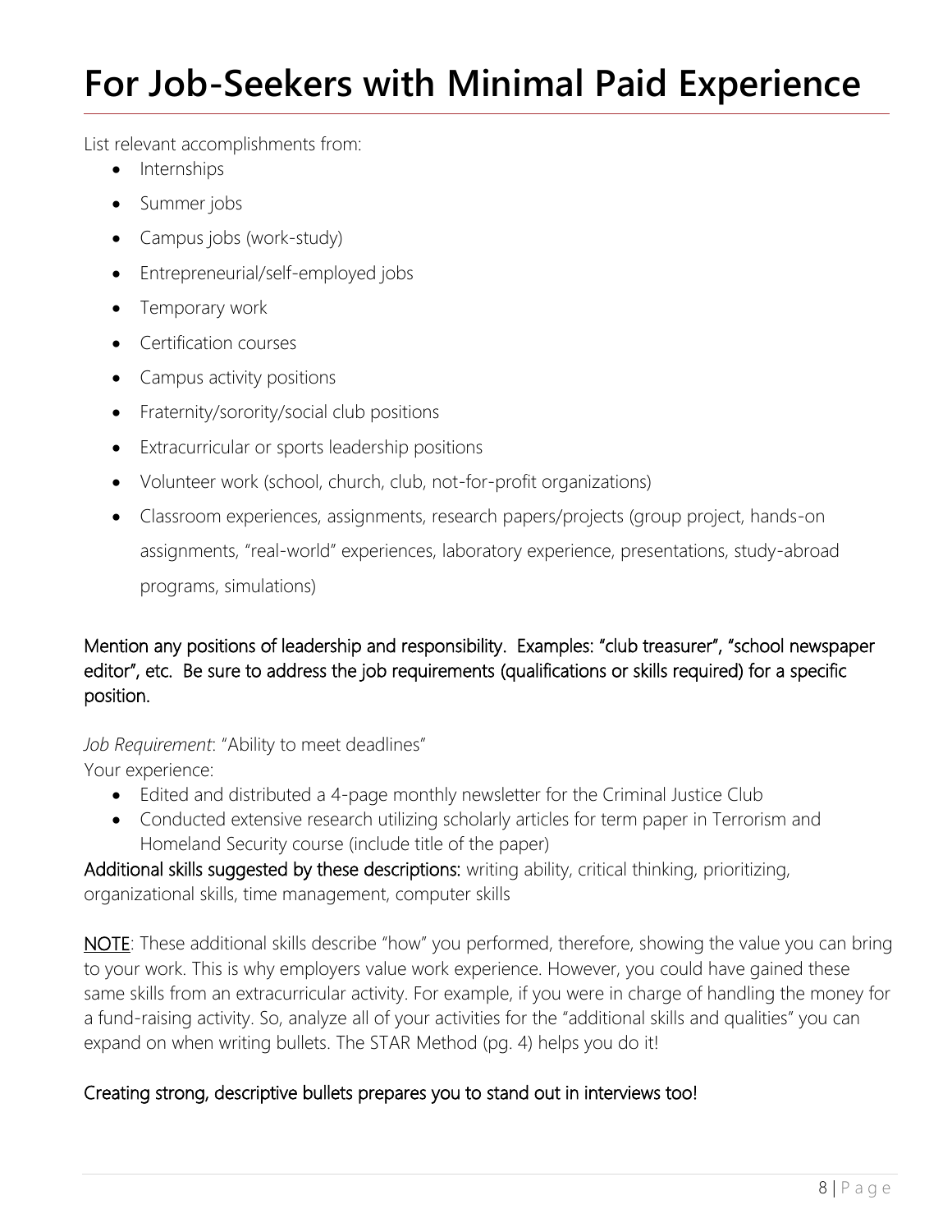# For Job-Seekers with Minimal Paid Experience

List relevant accomplishments from:

- Internships
- Summer jobs
- Campus jobs (work-study)
- Entrepreneurial/self-employed jobs
- Temporary work
- Certification courses
- Campus activity positions
- Fraternity/sorority/social club positions
- Extracurricular or sports leadership positions
- Volunteer work (school, church, club, not-for-profit organizations)
- Classroom experiences, assignments, research papers/projects (group project, hands-on assignments, "real-world" experiences, laboratory experience, presentations, study-abroad programs, simulations)

Mention any positions of leadership and responsibility. Examples: "club treasurer", "school newspaper editor", etc. Be sure to address the job requirements (qualifications or skills required) for a specific position.

*Job Requirement*: "Ability to meet deadlines"
Your experience:

- Edited and distributed a 4-page monthly newsletter for the Criminal Justice Club
- Conducted extensive research utilizing scholarly articles for term paper in Terrorism and Homeland Security course (include title of the paper)

Additional skills suggested by these descriptions: writing ability, critical thinking, prioritizing, organizational skills, time management, computer skills

NOTE: These additional skills describe "how" you performed, therefore, showing the value you can bring to your work. This is why employers value work experience. However, you could have gained these same skills from an extracurricular activity. For example, if you were in charge of handling the money for a fund-raising activity. So, analyze all of your activities for the "additional skills and qualities" you can expand on when writing bullets. The STAR Method (pg. 4) helps you do it!

Creating strong, descriptive bullets prepares you to stand out in interviews too!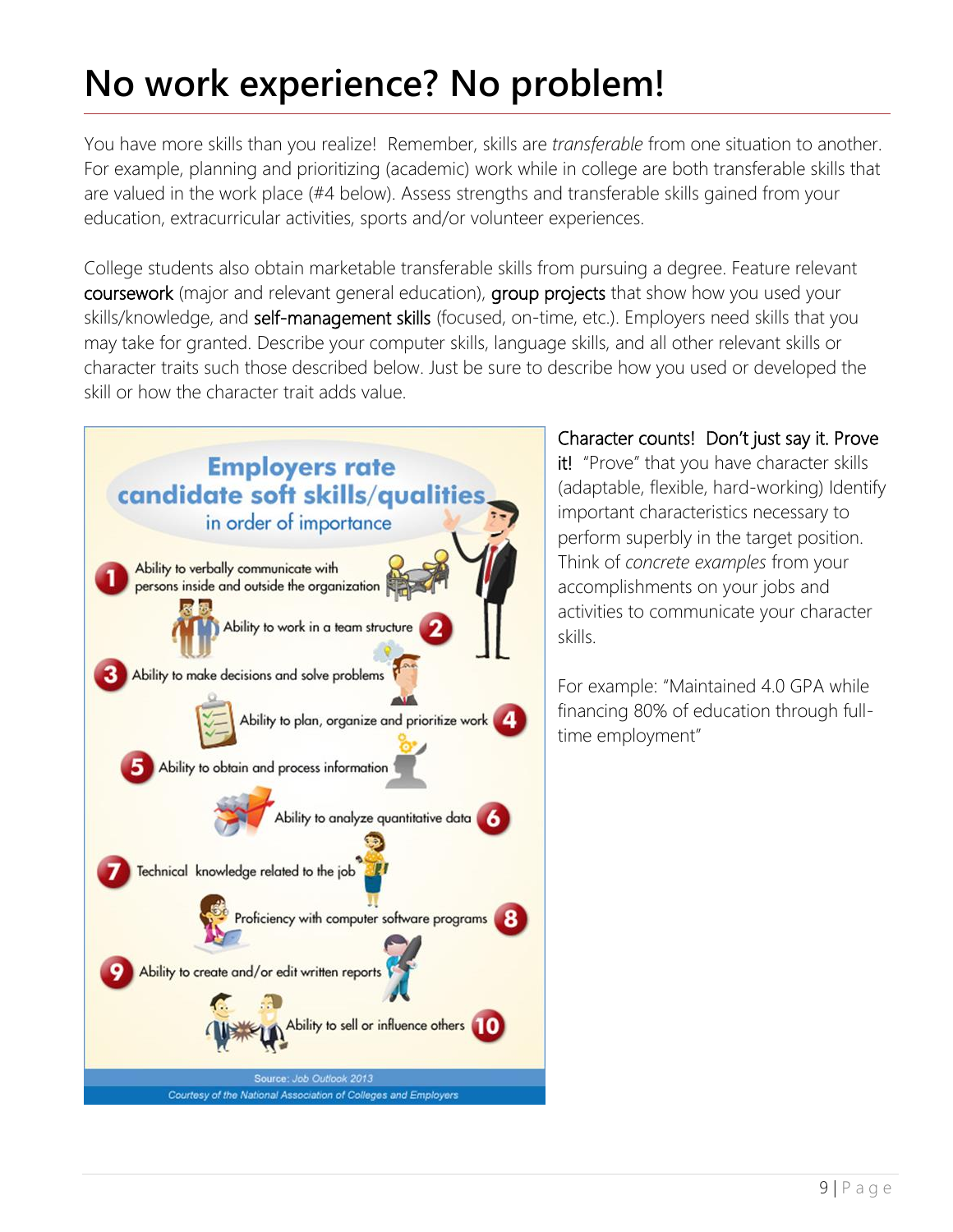# No work experience? No problem!

You have more skills than you realize! Remember, skills are *transferable* from one situation to another. For example, planning and prioritizing (academic) work while in college are both transferable skills that are valued in the work place (#4 below). Assess strengths and transferable skills gained from your education, extracurricular activities, sports and/or volunteer experiences.

College students also obtain marketable transferable skills from pursuing a degree. Feature relevant coursework (major and relevant general education), group projects that show how you used your skills/knowledge, and self-management skills (focused, on-time, etc.). Employers need skills that you may take for granted. Describe your computer skills, language skills, and all other relevant skills or character traits such those described below. Just be sure to describe how you used or developed the skill or how the character trait adds value.

**Employers rate candidate soft skills/qualities in order of importance**

1. Ability to verbally communicate with persons inside and outside the organization
2. Ability to work in a team structure
3. Ability to make decisions and solve problems
4. Ability to plan, organize and prioritize work
5. Ability to obtain and process information
6. Ability to analyze quantitative data
7. Technical knowledge related to the job
8. Proficiency with computer software programs
9. Ability to create and/or edit written reports
10. Ability to sell or influence others

Source: *Job Outlook 2013*
*Courtesy of the National Association of Colleges and Employers*

Character counts! Don't just say it. Prove it! "Prove" that you have character skills (adaptable, flexible, hard-working) Identify important characteristics necessary to perform superbly in the target position. Think of *concrete examples* from your accomplishments on your jobs and activities to communicate your character skills.

For example: "Maintained 4.0 GPA while financing 80% of education through full-time employment"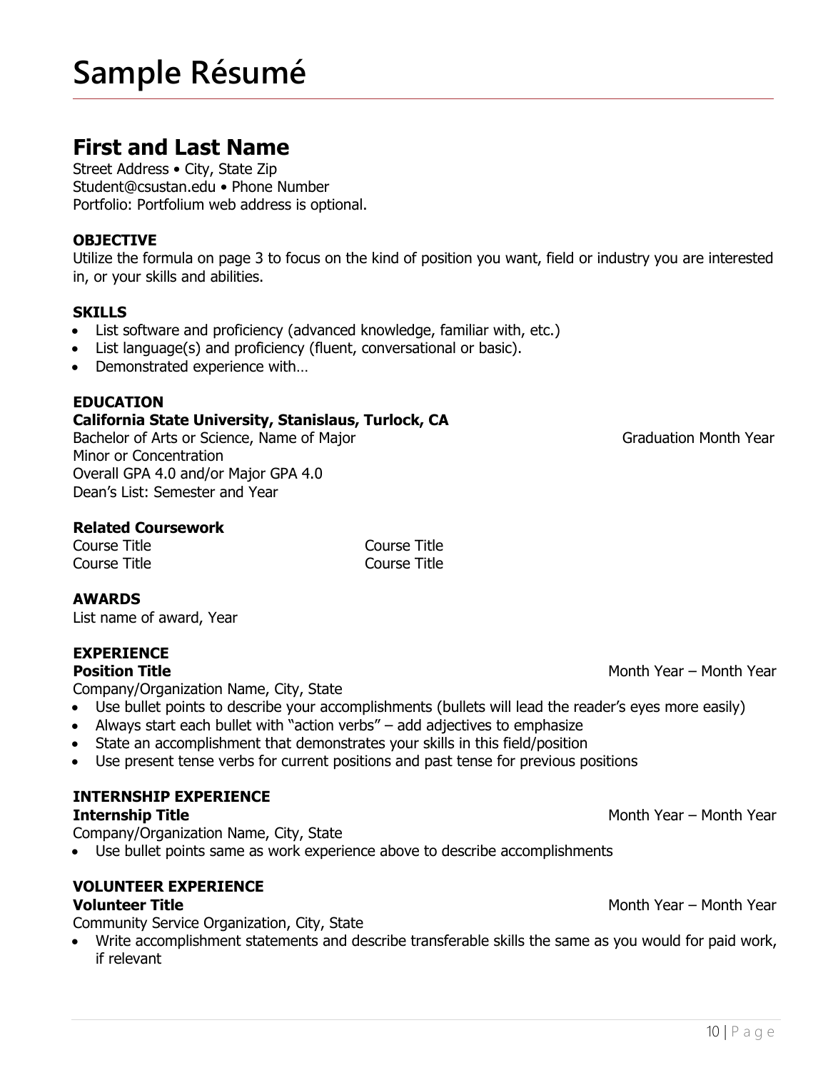# Sample Résumé

## First and Last Name

Street Address • City, State Zip
Student@csustan.edu • Phone Number
Portfolio: Portfolium web address is optional.

**OBJECTIVE**
Utilize the formula on page 3 to focus on the kind of position you want, field or industry you are interested in, or your skills and abilities.

**SKILLS**

- List software and proficiency (advanced knowledge, familiar with, etc.)
- List language(s) and proficiency (fluent, conversational or basic).
- Demonstrated experience with…

**EDUCATION**
**California State University, Stanislaus, Turlock, CA**
Bachelor of Arts or Science, Name of Major — Graduation Month Year
Minor or Concentration
Overall GPA 4.0 and/or Major GPA 4.0
Dean's List: Semester and Year

**Related Coursework**

| Course Title | Course Title |
|---|---|
| Course Title | Course Title |

**AWARDS**
List name of award, Year

**EXPERIENCE**
**Position Title** — Month Year – Month Year
Company/Organization Name, City, State

- Use bullet points to describe your accomplishments (bullets will lead the reader's eyes more easily)
- Always start each bullet with "action verbs" – add adjectives to emphasize
- State an accomplishment that demonstrates your skills in this field/position
- Use present tense verbs for current positions and past tense for previous positions

**INTERNSHIP EXPERIENCE**
**Internship Title** — Month Year – Month Year
Company/Organization Name, City, State

- Use bullet points same as work experience above to describe accomplishments

**VOLUNTEER EXPERIENCE**
**Volunteer Title** — Month Year – Month Year
Community Service Organization, City, State

- Write accomplishment statements and describe transferable skills the same as you would for paid work, if relevant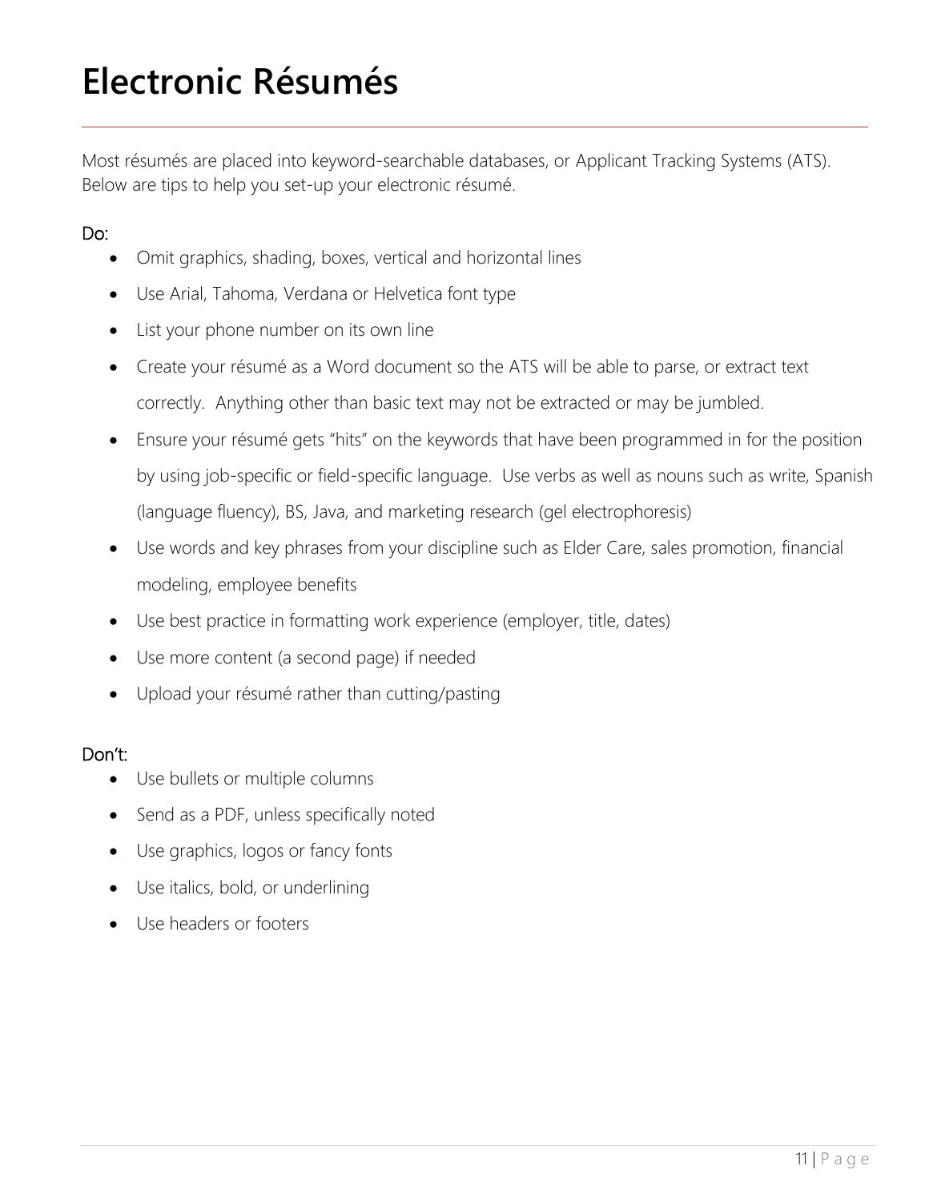# Electronic Résumés

Most résumés are placed into keyword-searchable databases, or Applicant Tracking Systems (ATS). Below are tips to help you set-up your electronic résumé.

Do:

- Omit graphics, shading, boxes, vertical and horizontal lines
- Use Arial, Tahoma, Verdana or Helvetica font type
- List your phone number on its own line
- Create your résumé as a Word document so the ATS will be able to parse, or extract text correctly. Anything other than basic text may not be extracted or may be jumbled.
- Ensure your résumé gets "hits" on the keywords that have been programmed in for the position by using job-specific or field-specific language. Use verbs as well as nouns such as write, Spanish (language fluency), BS, Java, and marketing research (gel electrophoresis)
- Use words and key phrases from your discipline such as Elder Care, sales promotion, financial modeling, employee benefits
- Use best practice in formatting work experience (employer, title, dates)
- Use more content (a second page) if needed
- Upload your résumé rather than cutting/pasting

Don't:

- Use bullets or multiple columns
- Send as a PDF, unless specifically noted
- Use graphics, logos or fancy fonts
- Use italics, bold, or underlining
- Use headers or footers